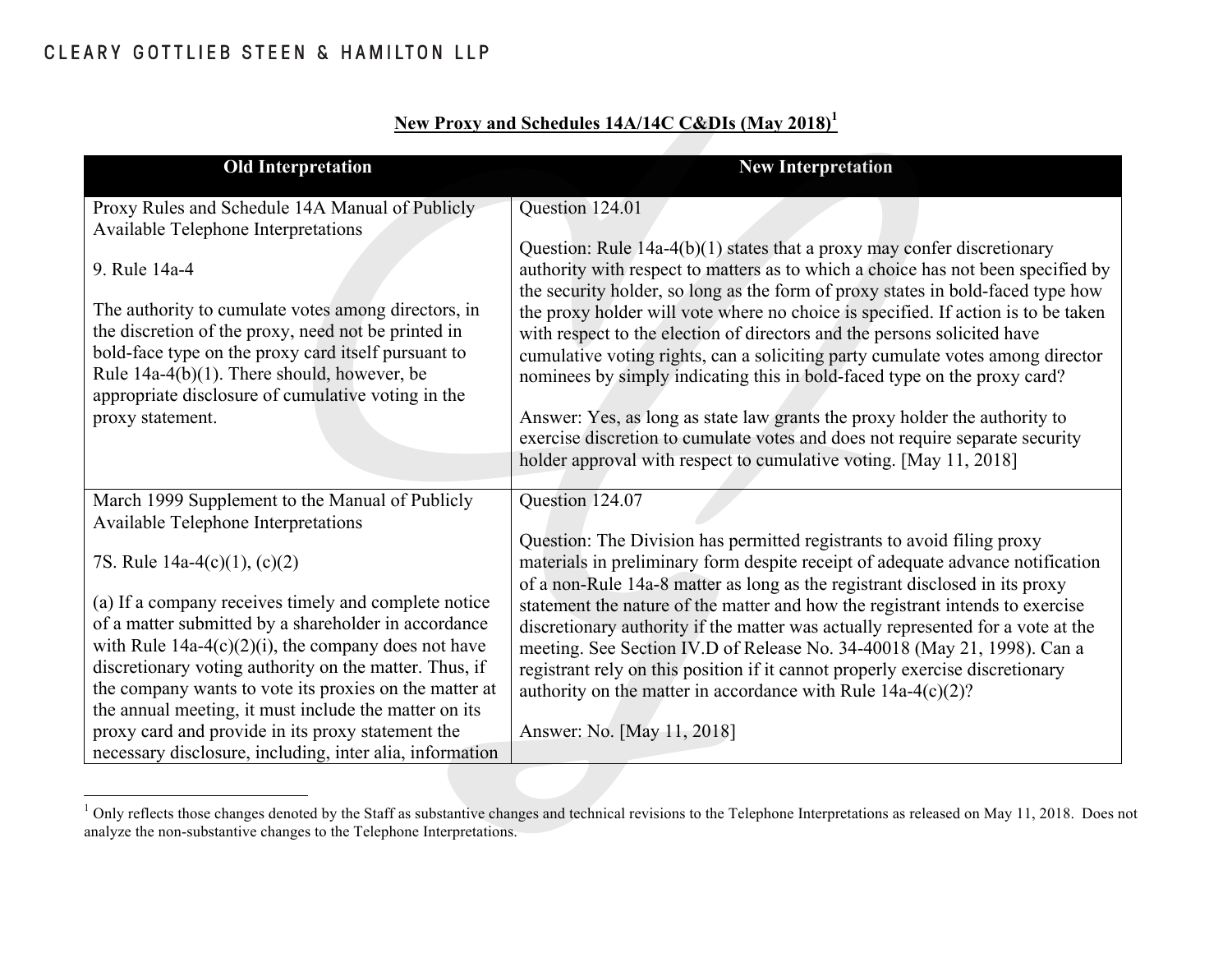## New Proxy and Schedules 14A/14C C&DIs (May 2018)[1]

| Old Interpretation | New Interpretation |
| --- | --- |
| Proxy Rules and Schedule 14A Manual of Publicly Available Telephone Interpretations<br><br>9. Rule 14a-4<br><br>The authority to cumulate votes among directors, in the discretion of the proxy, need not be printed in bold-face type on the proxy card itself pursuant to Rule 14a-4(b)(1). There should, however, be appropriate disclosure of cumulative voting in the proxy statement. | Question 124.01<br><br>Question: Rule 14a-4(b)(1) states that a proxy may confer discretionary authority with respect to matters as to which a choice has not been specified by the security holder, so long as the form of proxy states in bold-faced type how the proxy holder will vote where no choice is specified. If action is to be taken with respect to the election of directors and the persons solicited have cumulative voting rights, can a soliciting party cumulate votes among director nominees by simply indicating this in bold-faced type on the proxy card?<br><br>Answer: Yes, as long as state law grants the proxy holder the authority to exercise discretion to cumulate votes and does not require separate security holder approval with respect to cumulative voting. [May 11, 2018] |
| March 1999 Supplement to the Manual of Publicly Available Telephone Interpretations<br><br>7S. Rule 14a-4(c)(1), (c)(2)<br><br>(a) If a company receives timely and complete notice of a matter submitted by a shareholder in accordance with Rule 14a-4(c)(2)(i), the company does not have discretionary voting authority on the matter. Thus, if the company wants to vote its proxies on the matter at the annual meeting, it must include the matter on its proxy card and provide in its proxy statement the necessary disclosure, including, inter alia, information | Question 124.07<br><br>Question: The Division has permitted registrants to avoid filing proxy materials in preliminary form despite receipt of adequate advance notification of a non-Rule 14a-8 matter as long as the registrant disclosed in its proxy statement the nature of the matter and how the registrant intends to exercise discretionary authority if the matter was actually represented for a vote at the meeting. See Section IV.D of Release No. 34-40018 (May 21, 1998). Can a registrant rely on this position if it cannot properly exercise discretionary authority on the matter in accordance with Rule 14a-4(c)(2)?<br><br>Answer: No. [May 11, 2018] |

[1] Only reflects those changes denoted by the Staff as substantive changes and technical revisions to the Telephone Interpretations as released on May 11, 2018. Does not analyze the non-substantive changes to the Telephone Interpretations.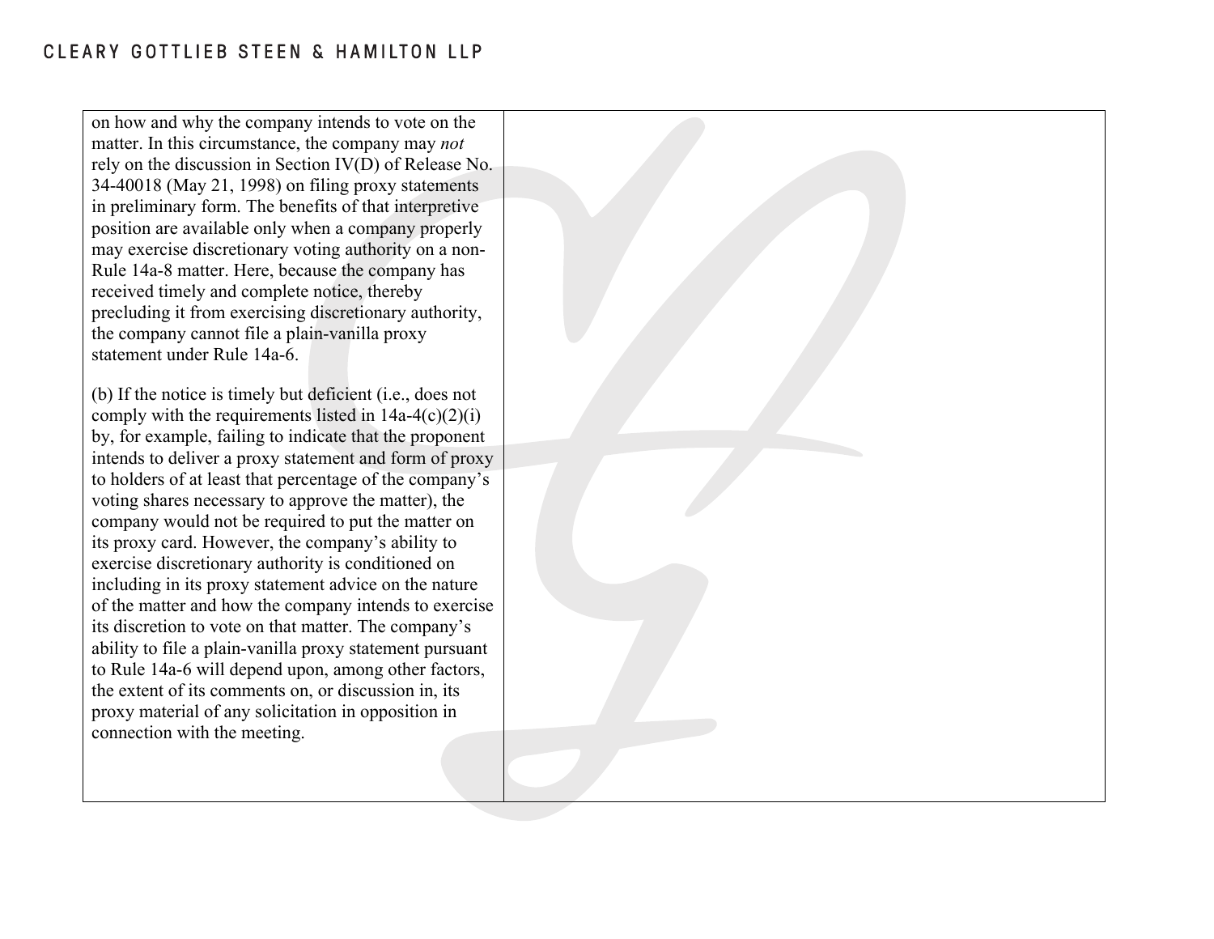| | |
|---|---|
| on how and why the company intends to vote on the matter. In this circumstance, the company may *not* rely on the discussion in Section IV(D) of Release No. 34-40018 (May 21, 1998) on filing proxy statements in preliminary form. The benefits of that interpretive position are available only when a company properly may exercise discretionary voting authority on a non-Rule 14a-8 matter. Here, because the company has received timely and complete notice, thereby precluding it from exercising discretionary authority, the company cannot file a plain-vanilla proxy statement under Rule 14a-6.<br><br>(b) If the notice is timely but deficient (i.e., does not comply with the requirements listed in 14a-4(c)(2)(i) by, for example, failing to indicate that the proponent intends to deliver a proxy statement and form of proxy to holders of at least that percentage of the company's voting shares necessary to approve the matter), the company would not be required to put the matter on its proxy card. However, the company's ability to exercise discretionary authority is conditioned on including in its proxy statement advice on the nature of the matter and how the company intends to exercise its discretion to vote on that matter. The company's ability to file a plain-vanilla proxy statement pursuant to Rule 14a-6 will depend upon, among other factors, the extent of its comments on, or discussion in, its proxy material of any solicitation in opposition in connection with the meeting. | |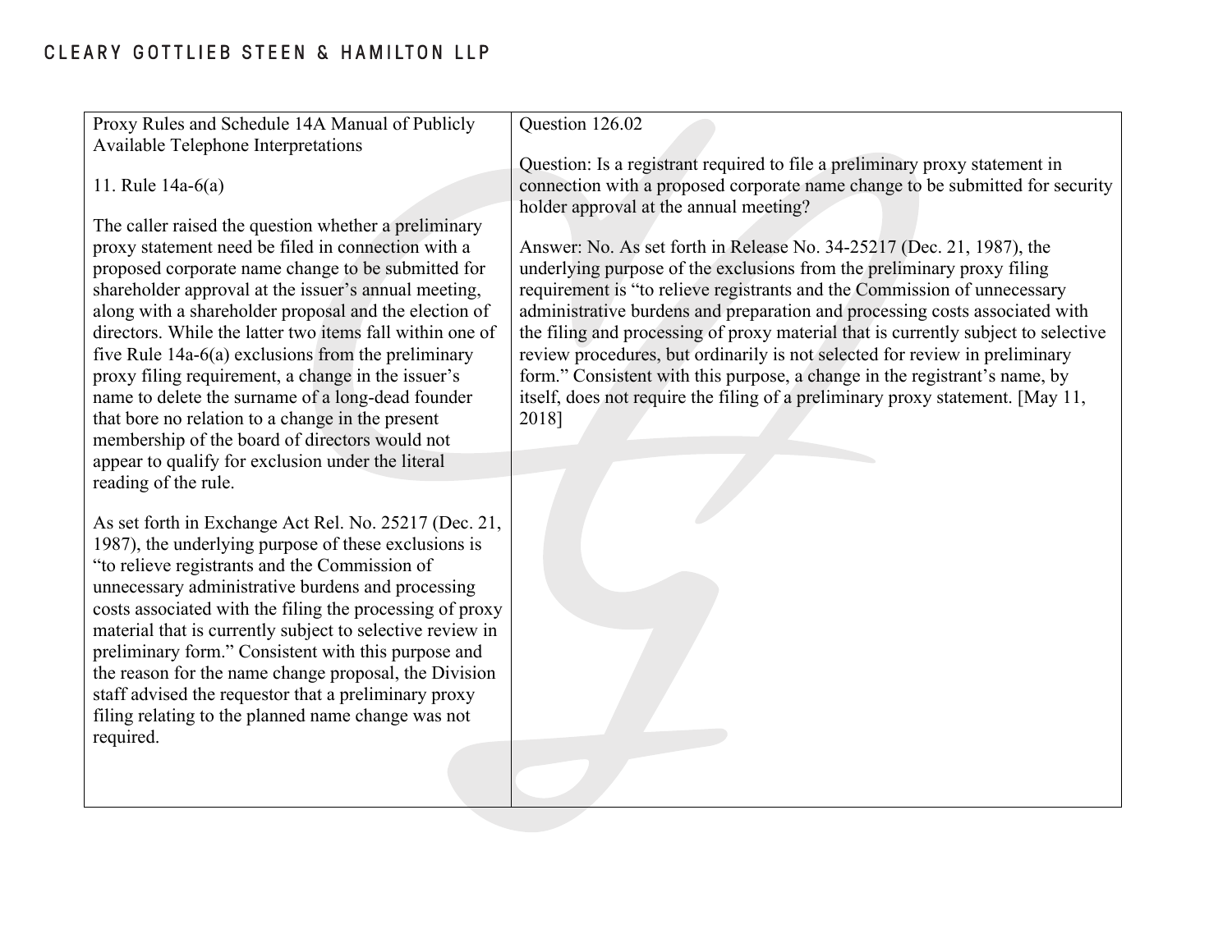| Proxy Rules and Schedule 14A Manual of Publicly Available Telephone Interpretations<br><br>11. Rule 14a-6(a)<br><br>The caller raised the question whether a preliminary proxy statement need be filed in connection with a proposed corporate name change to be submitted for shareholder approval at the issuer's annual meeting, along with a shareholder proposal and the election of directors. While the latter two items fall within one of five Rule 14a-6(a) exclusions from the preliminary proxy filing requirement, a change in the issuer's name to delete the surname of a long-dead founder that bore no relation to a change in the present membership of the board of directors would not appear to qualify for exclusion under the literal reading of the rule.<br><br>As set forth in Exchange Act Rel. No. 25217 (Dec. 21, 1987), the underlying purpose of these exclusions is "to relieve registrants and the Commission of unnecessary administrative burdens and processing costs associated with the filing the processing of proxy material that is currently subject to selective review in preliminary form." Consistent with this purpose and the reason for the name change proposal, the Division staff advised the requestor that a preliminary proxy filing relating to the planned name change was not required. | Question 126.02<br><br>Question: Is a registrant required to file a preliminary proxy statement in connection with a proposed corporate name change to be submitted for security holder approval at the annual meeting?<br><br>Answer: No. As set forth in Release No. 34-25217 (Dec. 21, 1987), the underlying purpose of the exclusions from the preliminary proxy filing requirement is "to relieve registrants and the Commission of unnecessary administrative burdens and preparation and processing costs associated with the filing and processing of proxy material that is currently subject to selective review procedures, but ordinarily is not selected for review in preliminary form." Consistent with this purpose, a change in the registrant's name, by itself, does not require the filing of a preliminary proxy statement. [May 11, 2018] |
|---|---|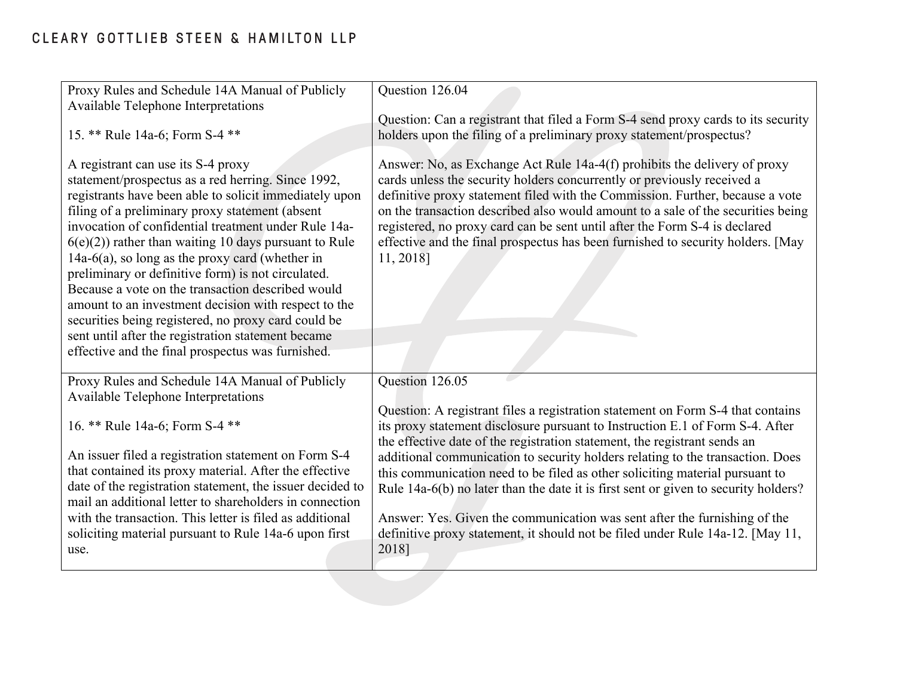| | |
|---|---|
| Proxy Rules and Schedule 14A Manual of Publicly Available Telephone Interpretations<br><br>15. ** Rule 14a-6; Form S-4 **<br><br>A registrant can use its S-4 proxy statement/prospectus as a red herring. Since 1992, registrants have been able to solicit immediately upon filing of a preliminary proxy statement (absent invocation of confidential treatment under Rule 14a-6(e)(2)) rather than waiting 10 days pursuant to Rule 14a-6(a), so long as the proxy card (whether in preliminary or definitive form) is not circulated. Because a vote on the transaction described would amount to an investment decision with respect to the securities being registered, no proxy card could be sent until after the registration statement became effective and the final prospectus was furnished. | Question 126.04<br><br>Question: Can a registrant that filed a Form S-4 send proxy cards to its security holders upon the filing of a preliminary proxy statement/prospectus?<br><br>Answer: No, as Exchange Act Rule 14a-4(f) prohibits the delivery of proxy cards unless the security holders concurrently or previously received a definitive proxy statement filed with the Commission. Further, because a vote on the transaction described also would amount to a sale of the securities being registered, no proxy card can be sent until after the Form S-4 is declared effective and the final prospectus has been furnished to security holders. [May 11, 2018] |
| Proxy Rules and Schedule 14A Manual of Publicly Available Telephone Interpretations<br><br>16. ** Rule 14a-6; Form S-4 **<br><br>An issuer filed a registration statement on Form S-4 that contained its proxy material. After the effective date of the registration statement, the issuer decided to mail an additional letter to shareholders in connection with the transaction. This letter is filed as additional soliciting material pursuant to Rule 14a-6 upon first use. | Question 126.05<br><br>Question: A registrant files a registration statement on Form S-4 that contains its proxy statement disclosure pursuant to Instruction E.1 of Form S-4. After the effective date of the registration statement, the registrant sends an additional communication to security holders relating to the transaction. Does this communication need to be filed as other soliciting material pursuant to Rule 14a-6(b) no later than the date it is first sent or given to security holders?<br><br>Answer: Yes. Given the communication was sent after the furnishing of the definitive proxy statement, it should not be filed under Rule 14a-12. [May 11, 2018] |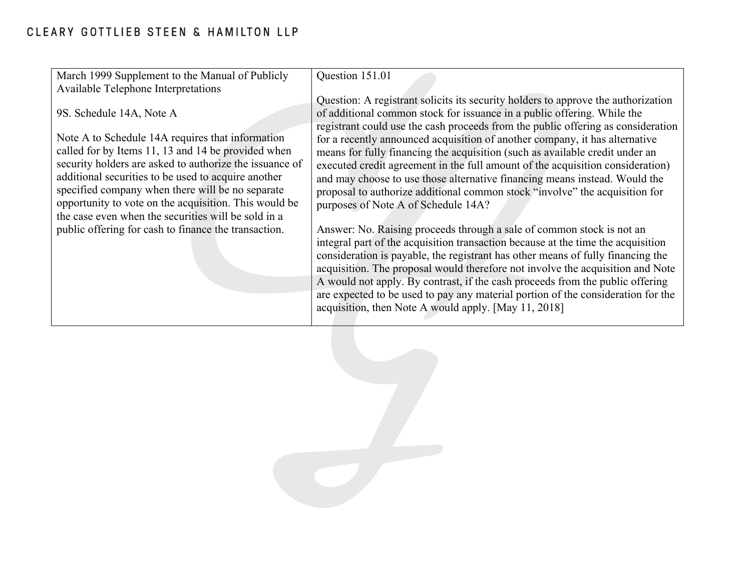| March 1999 Supplement to the Manual of Publicly Available Telephone Interpretations<br><br>9S. Schedule 14A, Note A<br><br>Note A to Schedule 14A requires that information called for by Items 11, 13 and 14 be provided when security holders are asked to authorize the issuance of additional securities to be used to acquire another specified company when there will be no separate opportunity to vote on the acquisition. This would be the case even when the securities will be sold in a public offering for cash to finance the transaction. | Question 151.01<br><br>Question: A registrant solicits its security holders to approve the authorization of additional common stock for issuance in a public offering. While the registrant could use the cash proceeds from the public offering as consideration for a recently announced acquisition of another company, it has alternative means for fully financing the acquisition (such as available credit under an executed credit agreement in the full amount of the acquisition consideration) and may choose to use those alternative financing means instead. Would the proposal to authorize additional common stock "involve" the acquisition for purposes of Note A of Schedule 14A?<br><br>Answer: No. Raising proceeds through a sale of common stock is not an integral part of the acquisition transaction because at the time the acquisition consideration is payable, the registrant has other means of fully financing the acquisition. The proposal would therefore not involve the acquisition and Note A would not apply. By contrast, if the cash proceeds from the public offering are expected to be used to pay any material portion of the consideration for the acquisition, then Note A would apply. [May 11, 2018] |
|---|---|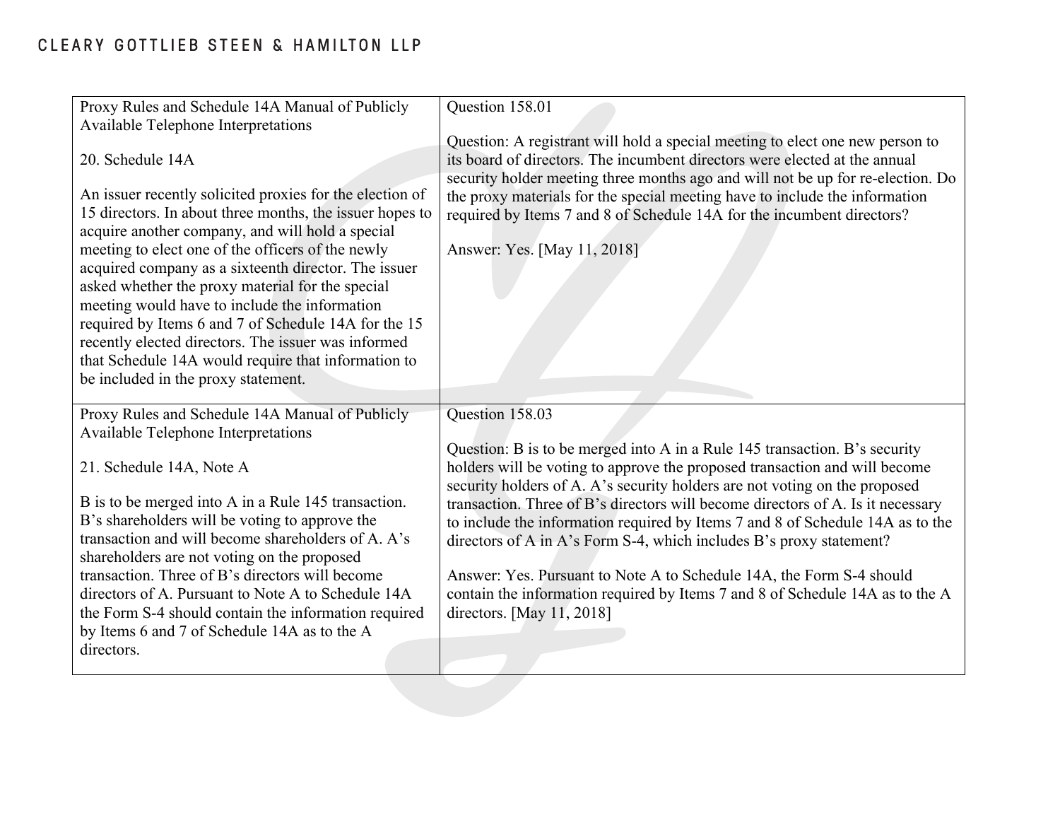| Proxy Rules and Schedule 14A Manual of Publicly Available Telephone Interpretations<br><br>20. Schedule 14A<br><br>An issuer recently solicited proxies for the election of 15 directors. In about three months, the issuer hopes to acquire another company, and will hold a special meeting to elect one of the officers of the newly acquired company as a sixteenth director. The issuer asked whether the proxy material for the special meeting would have to include the information required by Items 6 and 7 of Schedule 14A for the 15 recently elected directors. The issuer was informed that Schedule 14A would require that information to be included in the proxy statement. | Question 158.01<br><br>Question: A registrant will hold a special meeting to elect one new person to its board of directors. The incumbent directors were elected at the annual security holder meeting three months ago and will not be up for re-election. Do the proxy materials for the special meeting have to include the information required by Items 7 and 8 of Schedule 14A for the incumbent directors?<br><br>Answer: Yes. [May 11, 2018] |
|---|---|
| Proxy Rules and Schedule 14A Manual of Publicly Available Telephone Interpretations<br><br>21. Schedule 14A, Note A<br><br>B is to be merged into A in a Rule 145 transaction. B's shareholders will be voting to approve the transaction and will become shareholders of A. A's shareholders are not voting on the proposed transaction. Three of B's directors will become directors of A. Pursuant to Note A to Schedule 14A the Form S-4 should contain the information required by Items 6 and 7 of Schedule 14A as to the A directors. | Question 158.03<br><br>Question: B is to be merged into A in a Rule 145 transaction. B's security holders will be voting to approve the proposed transaction and will become security holders of A. A's security holders are not voting on the proposed transaction. Three of B's directors will become directors of A. Is it necessary to include the information required by Items 7 and 8 of Schedule 14A as to the directors of A in A's Form S-4, which includes B's proxy statement?<br><br>Answer: Yes. Pursuant to Note A to Schedule 14A, the Form S-4 should contain the information required by Items 7 and 8 of Schedule 14A as to the A directors. [May 11, 2018] |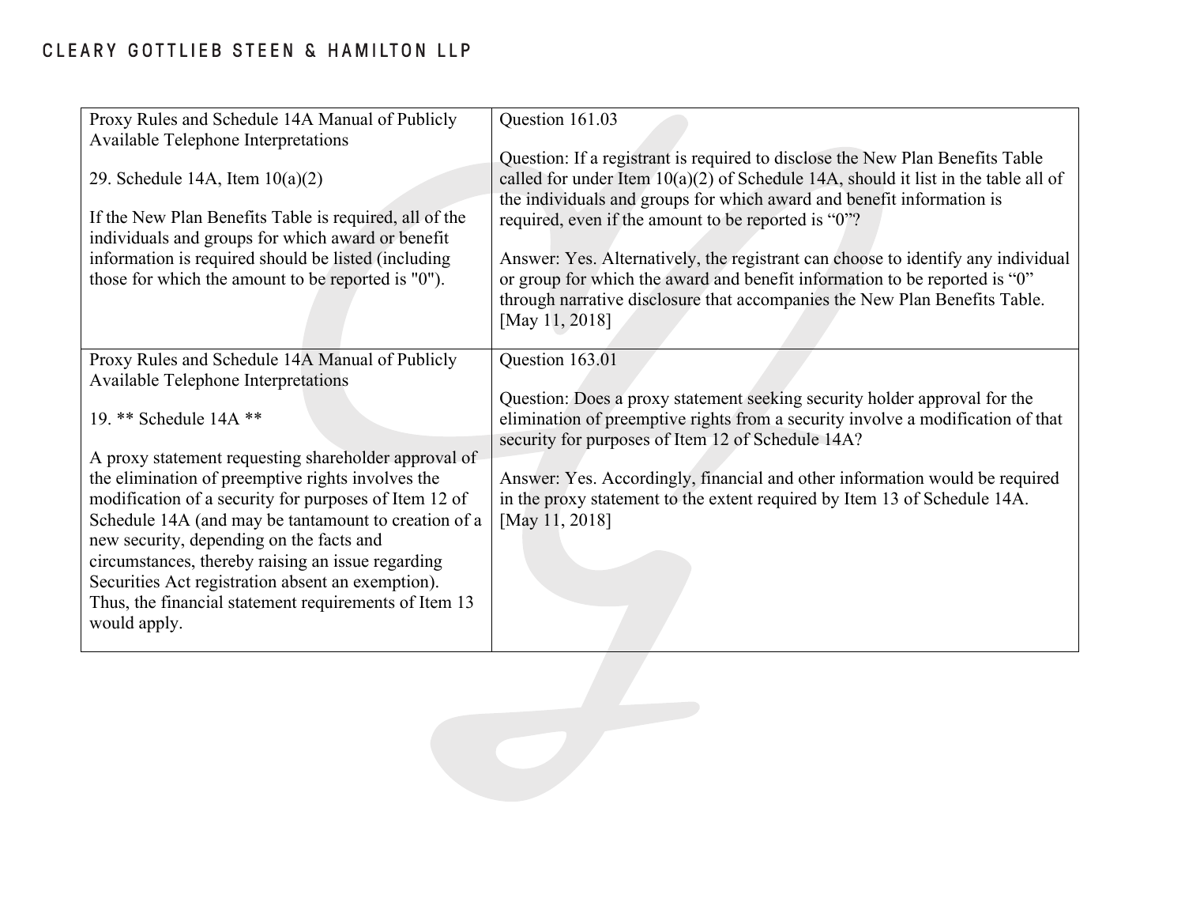| | |
|---|---|
| Proxy Rules and Schedule 14A Manual of Publicly Available Telephone Interpretations<br><br>29. Schedule 14A, Item 10(a)(2)<br><br>If the New Plan Benefits Table is required, all of the individuals and groups for which award or benefit information is required should be listed (including those for which the amount to be reported is "0"). | Question 161.03<br><br>Question: If a registrant is required to disclose the New Plan Benefits Table called for under Item 10(a)(2) of Schedule 14A, should it list in the table all of the individuals and groups for which award and benefit information is required, even if the amount to be reported is "0"?<br><br>Answer: Yes. Alternatively, the registrant can choose to identify any individual or group for which the award and benefit information to be reported is "0" through narrative disclosure that accompanies the New Plan Benefits Table. [May 11, 2018] |
| Proxy Rules and Schedule 14A Manual of Publicly Available Telephone Interpretations<br><br>19. ** Schedule 14A **<br><br>A proxy statement requesting shareholder approval of the elimination of preemptive rights involves the modification of a security for purposes of Item 12 of Schedule 14A (and may be tantamount to creation of a new security, depending on the facts and circumstances, thereby raising an issue regarding Securities Act registration absent an exemption). Thus, the financial statement requirements of Item 13 would apply. | Question 163.01<br><br>Question: Does a proxy statement seeking security holder approval for the elimination of preemptive rights from a security involve a modification of that security for purposes of Item 12 of Schedule 14A?<br><br>Answer: Yes. Accordingly, financial and other information would be required in the proxy statement to the extent required by Item 13 of Schedule 14A. [May 11, 2018] |